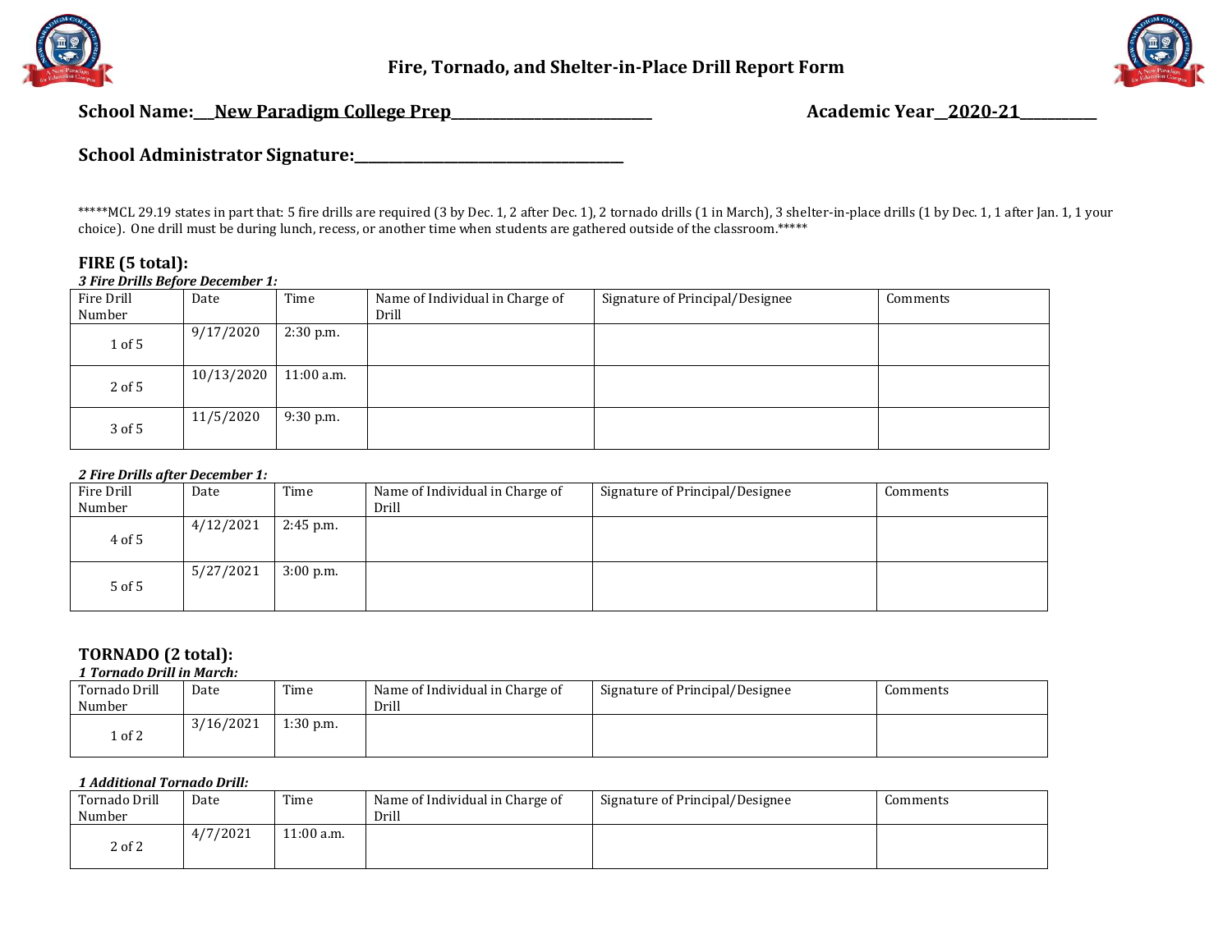# Fire, Tornado, and Shelter-in-Place Drill Report Form

**School Name:** New Paradigm College Prep **Academic Year** 2020-21

**School Administrator Signature:**\_\_\_\_\_\_\_\_\_\_\_\_\_\_\_\_\_\_\_\_\_\_\_\_\_\_\_\_\_\_\_\_\_\_\_\_

*****MCL 29.19 states in part that: 5 fire drills are required (3 by Dec. 1, 2 after Dec. 1), 2 tornado drills (1 in March), 3 shelter-in-place drills (1 by Dec. 1, 1 after Jan. 1, 1 your choice). One drill must be during lunch, recess, or another time when students are gathered outside of the classroom.*****

## FIRE (5 total):

***3 Fire Drills Before December 1:***

| Fire Drill Number | Date | Time | Name of Individual in Charge of Drill | Signature of Principal/Designee | Comments |
|---|---|---|---|---|---|
| 1 of 5 | 9/17/2020 | 2:30 p.m. | | | |
| 2 of 5 | 10/13/2020 | 11:00 a.m. | | | |
| 3 of 5 | 11/5/2020 | 9:30 p.m. | | | |

***2 Fire Drills after December 1:***

| Fire Drill Number | Date | Time | Name of Individual in Charge of Drill | Signature of Principal/Designee | Comments |
|---|---|---|---|---|---|
| 4 of 5 | 4/12/2021 | 2:45 p.m. | | | |
| 5 of 5 | 5/27/2021 | 3:00 p.m. | | | |

## TORNADO (2 total):

***1 Tornado Drill in March:***

| Tornado Drill Number | Date | Time | Name of Individual in Charge of Drill | Signature of Principal/Designee | Comments |
|---|---|---|---|---|---|
| 1 of 2 | 3/16/2021 | 1:30 p.m. | | | |

***1 Additional Tornado Drill:***

| Tornado Drill Number | Date | Time | Name of Individual in Charge of Drill | Signature of Principal/Designee | Comments |
|---|---|---|---|---|---|
| 2 of 2 | 4/7/2021 | 11:00 a.m. | | | |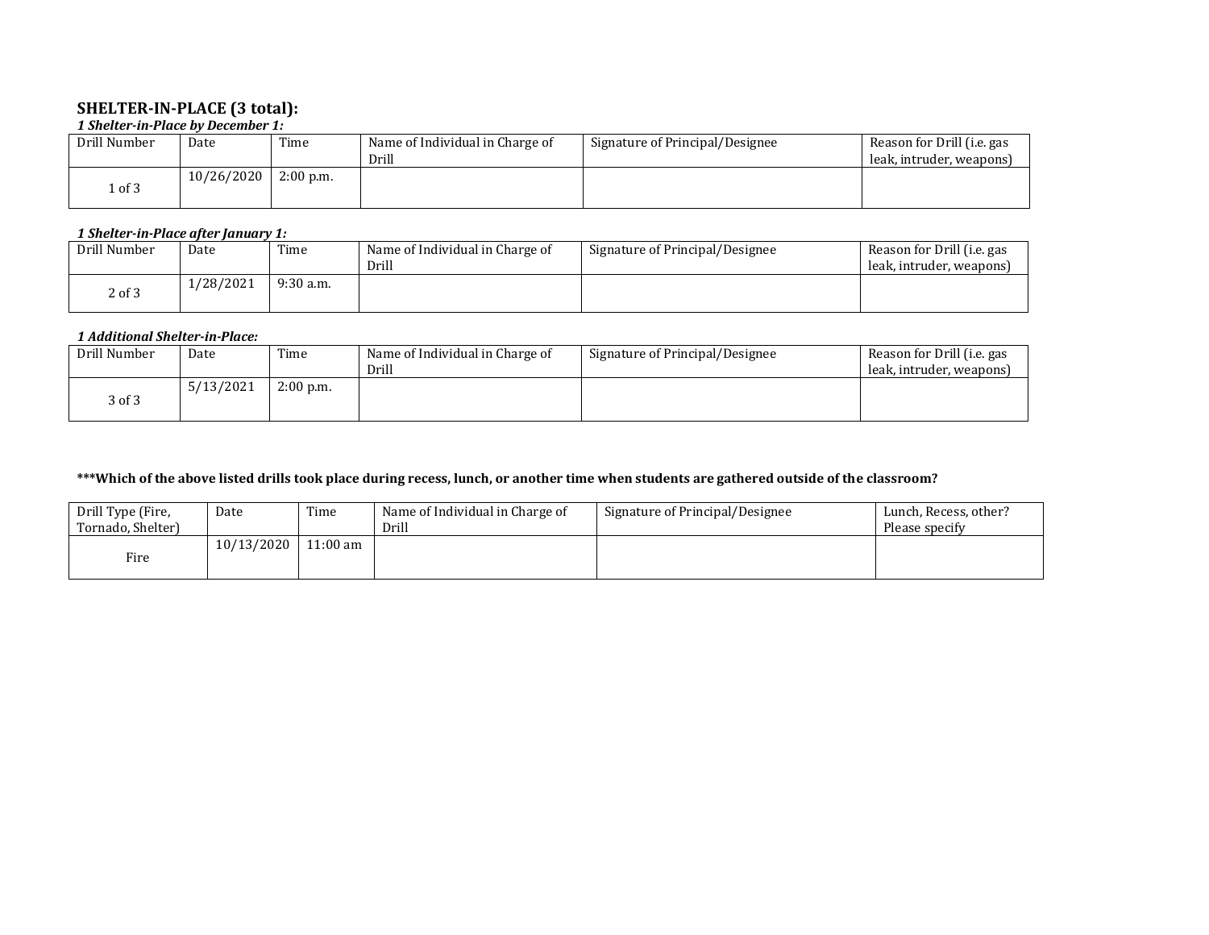## SHELTER-IN-PLACE (3 total):

***1 Shelter-in-Place by December 1:***

| Drill Number | Date | Time | Name of Individual in Charge of Drill | Signature of Principal/Designee | Reason for Drill (i.e. gas leak, intruder, weapons) |
|---|---|---|---|---|---|
| 1 of 3 | 10/26/2020 | 2:00 p.m. | | | |

***1 Shelter-in-Place after January 1:***

| Drill Number | Date | Time | Name of Individual in Charge of Drill | Signature of Principal/Designee | Reason for Drill (i.e. gas leak, intruder, weapons) |
|---|---|---|---|---|---|
| 2 of 3 | 1/28/2021 | 9:30 a.m. | | | |

***1 Additional Shelter-in-Place:***

| Drill Number | Date | Time | Name of Individual in Charge of Drill | Signature of Principal/Designee | Reason for Drill (i.e. gas leak, intruder, weapons) |
|---|---|---|---|---|---|
| 3 of 3 | 5/13/2021 | 2:00 p.m. | | | |

**\*\*\*Which of the above listed drills took place during recess, lunch, or another time when students are gathered outside of the classroom?**

| Drill Type (Fire, Tornado, Shelter) | Date | Time | Name of Individual in Charge of Drill | Signature of Principal/Designee | Lunch, Recess, other? Please specify |
|---|---|---|---|---|---|
| Fire | 10/13/2020 | 11:00 am | | | |